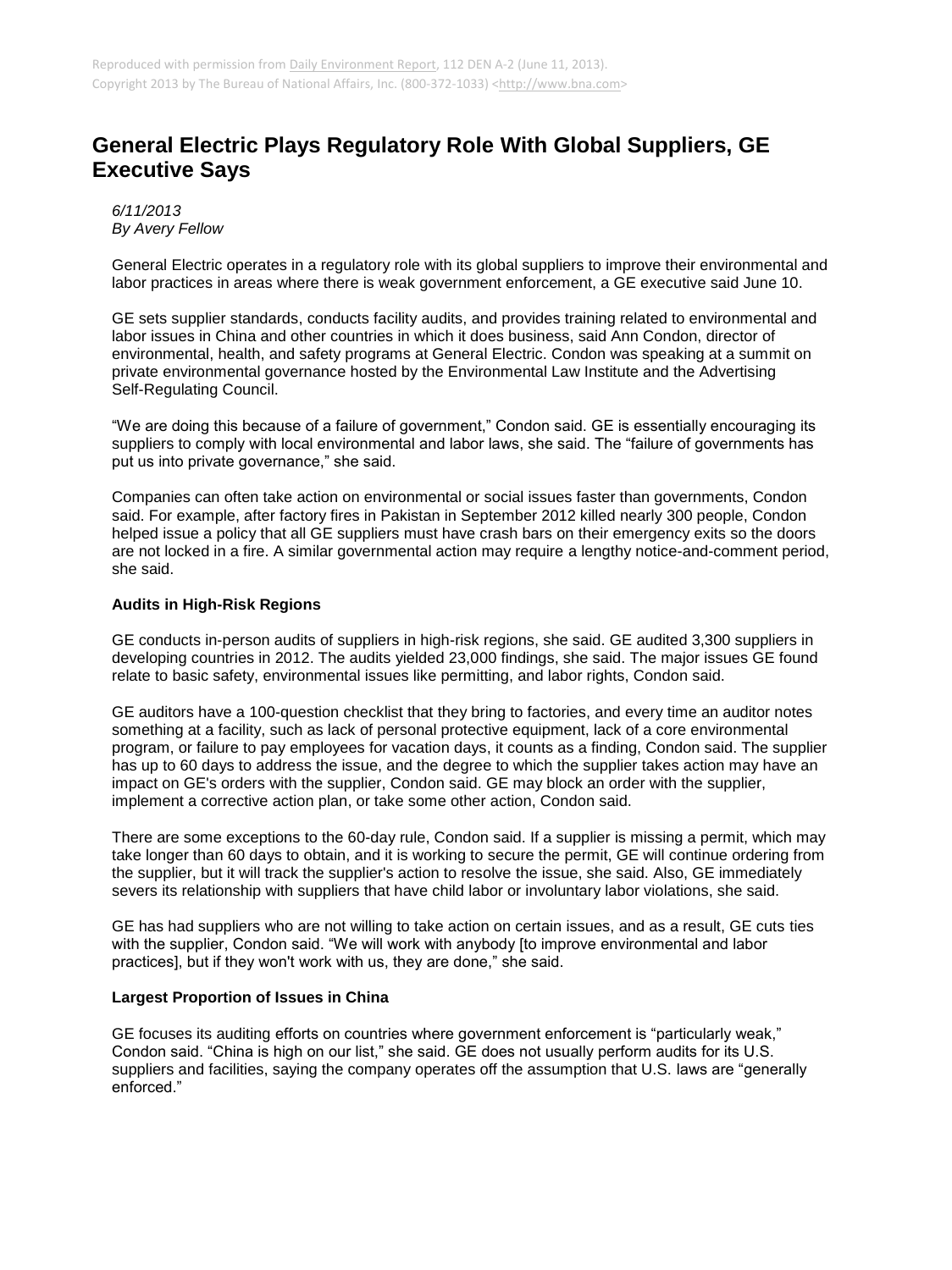Reproduced with permission from Daily Environment Report, 112 DEN A-2 (June 11, 2013).
Copyright 2013 by The Bureau of National Affairs, Inc. (800-372-1033) <http://www.bna.com>

# General Electric Plays Regulatory Role With Global Suppliers, GE Executive Says

*6/11/2013*
*By Avery Fellow*

General Electric operates in a regulatory role with its global suppliers to improve their environmental and labor practices in areas where there is weak government enforcement, a GE executive said June 10.

GE sets supplier standards, conducts facility audits, and provides training related to environmental and labor issues in China and other countries in which it does business, said Ann Condon, director of environmental, health, and safety programs at General Electric. Condon was speaking at a summit on private environmental governance hosted by the Environmental Law Institute and the Advertising Self-Regulating Council.

"We are doing this because of a failure of government," Condon said. GE is essentially encouraging its suppliers to comply with local environmental and labor laws, she said. The "failure of governments has put us into private governance," she said.

Companies can often take action on environmental or social issues faster than governments, Condon said. For example, after factory fires in Pakistan in September 2012 killed nearly 300 people, Condon helped issue a policy that all GE suppliers must have crash bars on their emergency exits so the doors are not locked in a fire. A similar governmental action may require a lengthy notice-and-comment period, she said.

**Audits in High-Risk Regions**

GE conducts in-person audits of suppliers in high-risk regions, she said. GE audited 3,300 suppliers in developing countries in 2012. The audits yielded 23,000 findings, she said. The major issues GE found relate to basic safety, environmental issues like permitting, and labor rights, Condon said.

GE auditors have a 100-question checklist that they bring to factories, and every time an auditor notes something at a facility, such as lack of personal protective equipment, lack of a core environmental program, or failure to pay employees for vacation days, it counts as a finding, Condon said. The supplier has up to 60 days to address the issue, and the degree to which the supplier takes action may have an impact on GE's orders with the supplier, Condon said. GE may block an order with the supplier, implement a corrective action plan, or take some other action, Condon said.

There are some exceptions to the 60-day rule, Condon said. If a supplier is missing a permit, which may take longer than 60 days to obtain, and it is working to secure the permit, GE will continue ordering from the supplier, but it will track the supplier's action to resolve the issue, she said. Also, GE immediately severs its relationship with suppliers that have child labor or involuntary labor violations, she said.

GE has had suppliers who are not willing to take action on certain issues, and as a result, GE cuts ties with the supplier, Condon said. "We will work with anybody [to improve environmental and labor practices], but if they won't work with us, they are done," she said.

**Largest Proportion of Issues in China**

GE focuses its auditing efforts on countries where government enforcement is "particularly weak," Condon said. "China is high on our list," she said. GE does not usually perform audits for its U.S. suppliers and facilities, saying the company operates off the assumption that U.S. laws are "generally enforced."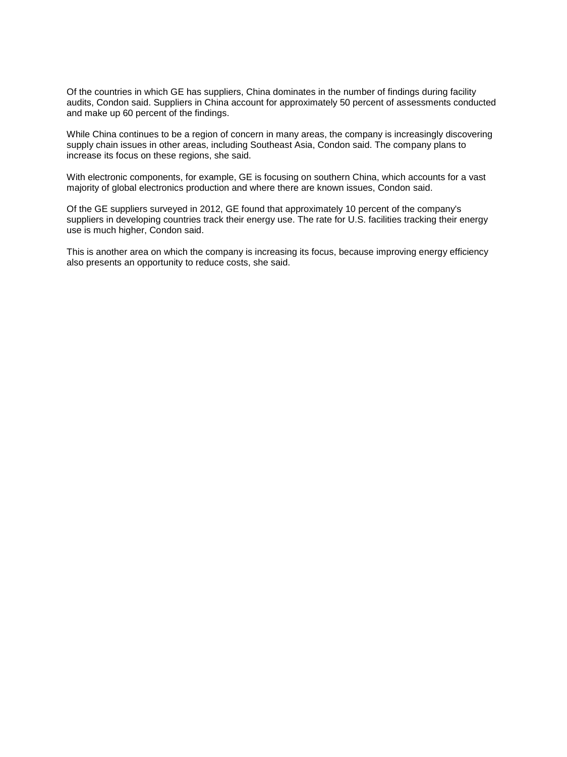Of the countries in which GE has suppliers, China dominates in the number of findings during facility audits, Condon said. Suppliers in China account for approximately 50 percent of assessments conducted and make up 60 percent of the findings.

While China continues to be a region of concern in many areas, the company is increasingly discovering supply chain issues in other areas, including Southeast Asia, Condon said. The company plans to increase its focus on these regions, she said.

With electronic components, for example, GE is focusing on southern China, which accounts for a vast majority of global electronics production and where there are known issues, Condon said.

Of the GE suppliers surveyed in 2012, GE found that approximately 10 percent of the company's suppliers in developing countries track their energy use. The rate for U.S. facilities tracking their energy use is much higher, Condon said.

This is another area on which the company is increasing its focus, because improving energy efficiency also presents an opportunity to reduce costs, she said.